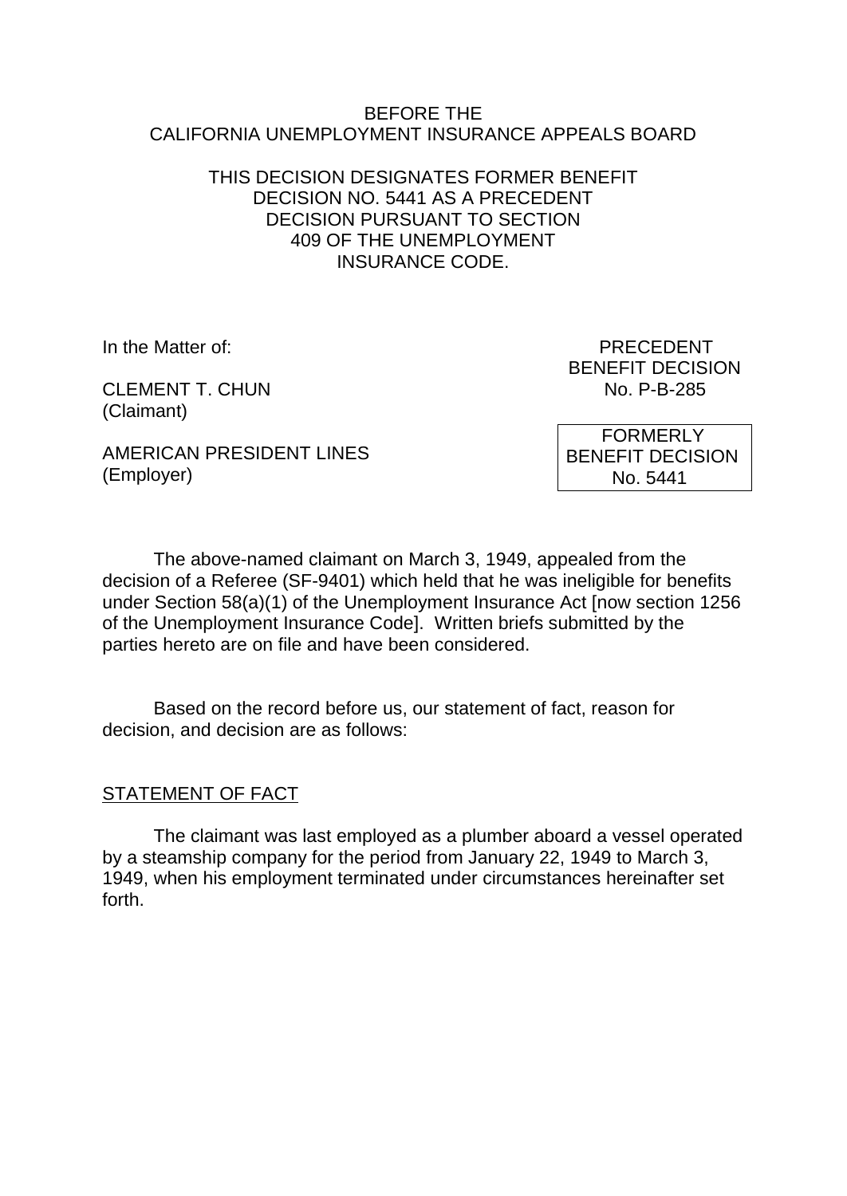BEFORE THE
CALIFORNIA UNEMPLOYMENT INSURANCE APPEALS BOARD

THIS DECISION DESIGNATES FORMER BENEFIT DECISION NO. 5441 AS A PRECEDENT DECISION PURSUANT TO SECTION 409 OF THE UNEMPLOYMENT INSURANCE CODE.

In the Matter of:

CLEMENT T. CHUN
(Claimant)

AMERICAN PRESIDENT LINES
(Employer)

PRECEDENT
BENEFIT DECISION
No. P-B-285

FORMERLY
BENEFIT DECISION
No. 5441

The above-named claimant on March 3, 1949, appealed from the decision of a Referee (SF-9401) which held that he was ineligible for benefits under Section 58(a)(1) of the Unemployment Insurance Act [now section 1256 of the Unemployment Insurance Code]. Written briefs submitted by the parties hereto are on file and have been considered.

Based on the record before us, our statement of fact, reason for decision, and decision are as follows:

## STATEMENT OF FACT

The claimant was last employed as a plumber aboard a vessel operated by a steamship company for the period from January 22, 1949 to March 3, 1949, when his employment terminated under circumstances hereinafter set forth.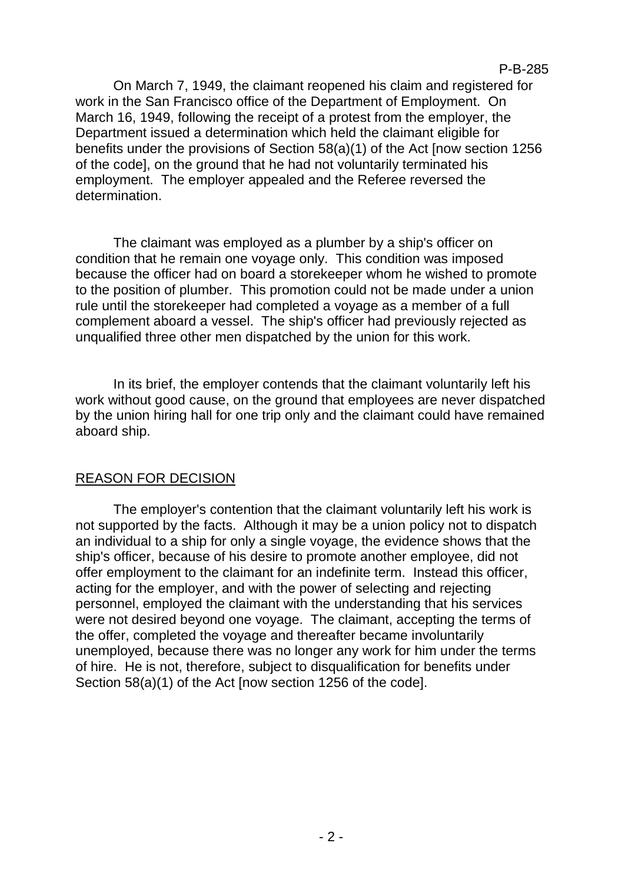On March 7, 1949, the claimant reopened his claim and registered for work in the San Francisco office of the Department of Employment. On March 16, 1949, following the receipt of a protest from the employer, the Department issued a determination which held the claimant eligible for benefits under the provisions of Section 58(a)(1) of the Act [now section 1256 of the code], on the ground that he had not voluntarily terminated his employment. The employer appealed and the Referee reversed the determination.

The claimant was employed as a plumber by a ship's officer on condition that he remain one voyage only. This condition was imposed because the officer had on board a storekeeper whom he wished to promote to the position of plumber. This promotion could not be made under a union rule until the storekeeper had completed a voyage as a member of a full complement aboard a vessel. The ship's officer had previously rejected as unqualified three other men dispatched by the union for this work.

In its brief, the employer contends that the claimant voluntarily left his work without good cause, on the ground that employees are never dispatched by the union hiring hall for one trip only and the claimant could have remained aboard ship.

## REASON FOR DECISION

The employer's contention that the claimant voluntarily left his work is not supported by the facts. Although it may be a union policy not to dispatch an individual to a ship for only a single voyage, the evidence shows that the ship's officer, because of his desire to promote another employee, did not offer employment to the claimant for an indefinite term. Instead this officer, acting for the employer, and with the power of selecting and rejecting personnel, employed the claimant with the understanding that his services were not desired beyond one voyage. The claimant, accepting the terms of the offer, completed the voyage and thereafter became involuntarily unemployed, because there was no longer any work for him under the terms of hire. He is not, therefore, subject to disqualification for benefits under Section 58(a)(1) of the Act [now section 1256 of the code].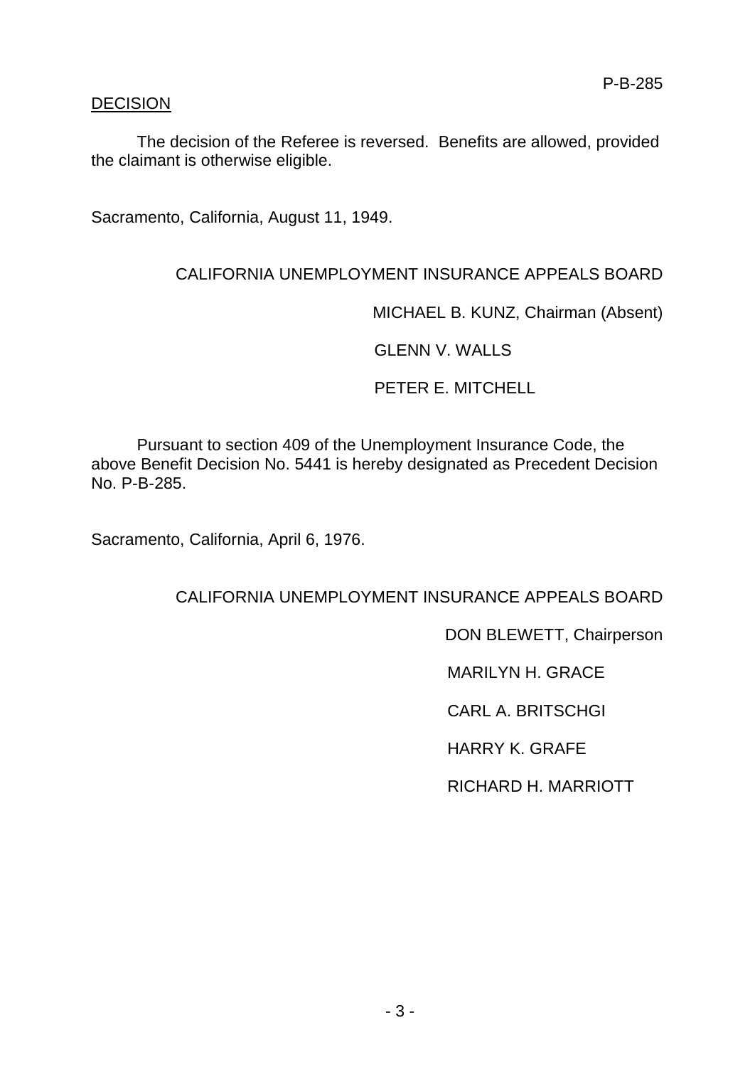## DECISION

The decision of the Referee is reversed. Benefits are allowed, provided the claimant is otherwise eligible.

Sacramento, California, August 11, 1949.

CALIFORNIA UNEMPLOYMENT INSURANCE APPEALS BOARD

MICHAEL B. KUNZ, Chairman (Absent)

GLENN V. WALLS

PETER E. MITCHELL

Pursuant to section 409 of the Unemployment Insurance Code, the above Benefit Decision No. 5441 is hereby designated as Precedent Decision No. P-B-285.

Sacramento, California, April 6, 1976.

CALIFORNIA UNEMPLOYMENT INSURANCE APPEALS BOARD

DON BLEWETT, Chairperson

MARILYN H. GRACE

CARL A. BRITSCHGI

HARRY K. GRAFE

RICHARD H. MARRIOTT